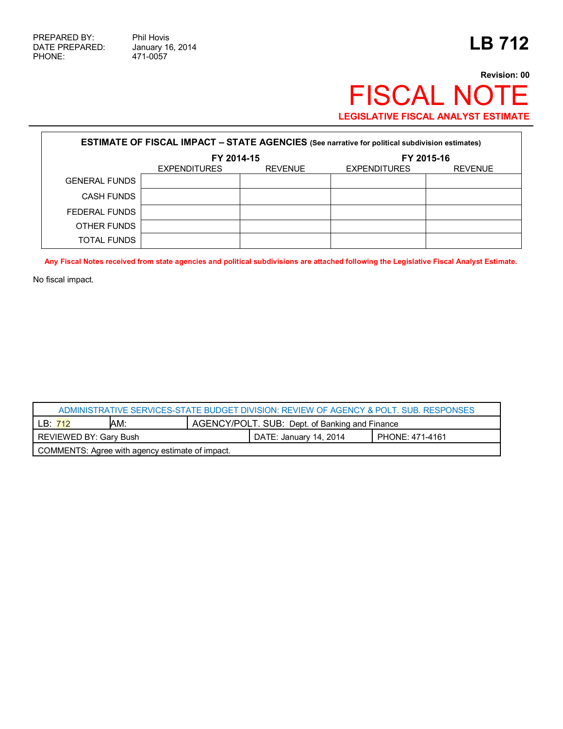PREPARED BY: Phil Hovis
DATE PREPARED: January 16, 2014
PHONE: 471-0057

# LB 712

**Revision: 00**

# FISCAL NOTE

**LEGISLATIVE FISCAL ANALYST ESTIMATE**

**ESTIMATE OF FISCAL IMPACT – STATE AGENCIES (See narrative for political subdivision estimates)**

| | FY 2014-15 | | FY 2015-16 | |
|---|---|---|---|---|
| | EXPENDITURES | REVENUE | EXPENDITURES | REVENUE |
| GENERAL FUNDS | | | | |
| CASH FUNDS | | | | |
| FEDERAL FUNDS | | | | |
| OTHER FUNDS | | | | |
| TOTAL FUNDS | | | | |

**Any Fiscal Notes received from state agencies and political subdivisions are attached following the Legislative Fiscal Analyst Estimate.**

No fiscal impact.

| ADMINISTRATIVE SERVICES-STATE BUDGET DIVISION: REVIEW OF AGENCY & POLT. SUB. RESPONSES | | |
|---|---|---|
| LB: 712 | AM: | AGENCY/POLT. SUB: Dept. of Banking and Finance |
| REVIEWED BY: Gary Bush | DATE: January 14, 2014 | PHONE: 471-4161 |
| COMMENTS: Agree with agency estimate of impact. | | |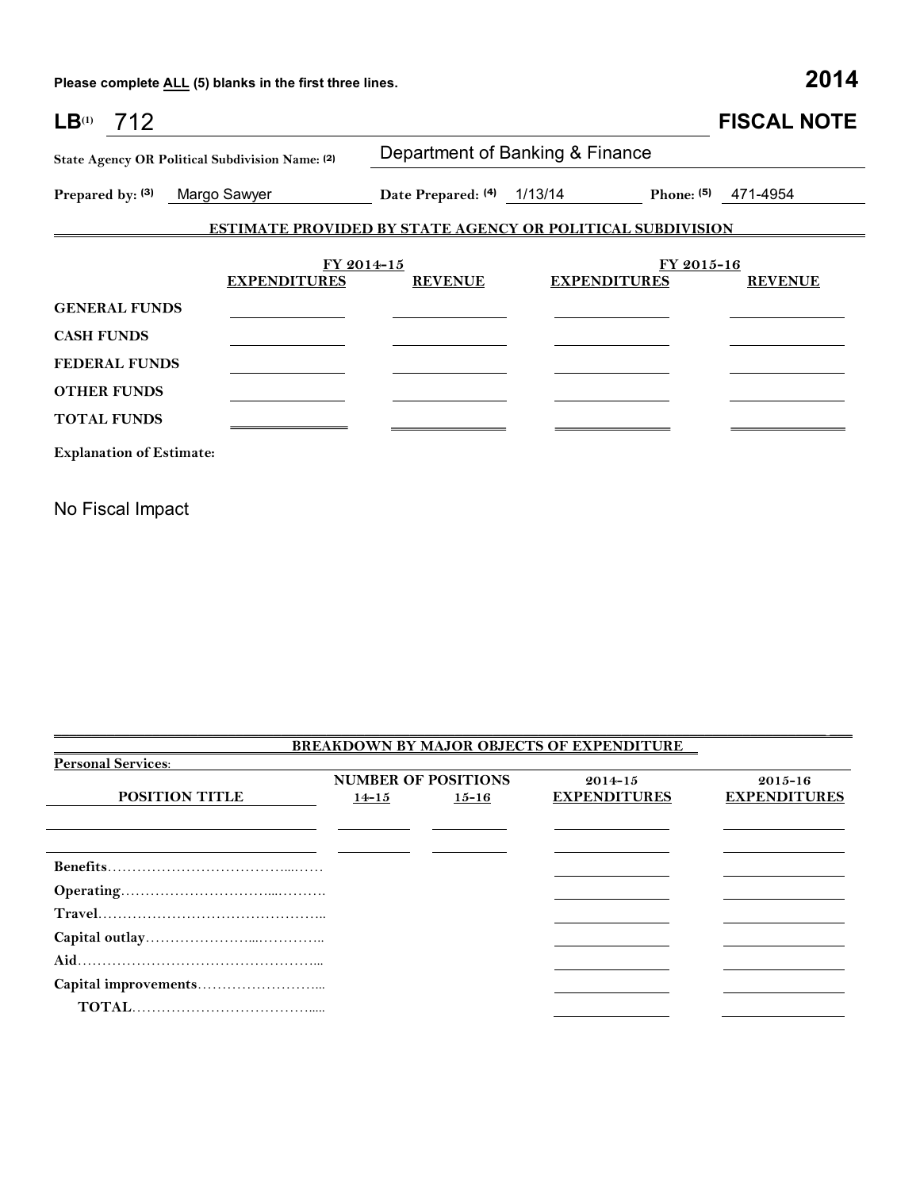Please complete ALL (5) blanks in the first three lines.

**2014**

# LB[(1)] 712 — FISCAL NOTE

**State Agency OR Political Subdivision Name: (2)** Department of Banking & Finance

**Prepared by: (3)** Margo Sawyer **Date Prepared: (4)** 1/13/14 **Phone: (5)** 471-4954

## ESTIMATE PROVIDED BY STATE AGENCY OR POLITICAL SUBDIVISION

| | FY 2014-15 | | FY 2015-16 | |
|---|---|---|---|---|
| | **EXPENDITURES** | **REVENUE** | **EXPENDITURES** | **REVENUE** |
| **GENERAL FUNDS** | | | | |
| **CASH FUNDS** | | | | |
| **FEDERAL FUNDS** | | | | |
| **OTHER FUNDS** | | | | |
| **TOTAL FUNDS** | | | | |

**Explanation of Estimate:**

No Fiscal Impact

## BREAKDOWN BY MAJOR OBJECTS OF EXPENDITURE

**Personal Services:**

| POSITION TITLE | NUMBER OF POSITIONS 14-15 | 15-16 | 2014-15 EXPENDITURES | 2015-16 EXPENDITURES |
|---|---|---|---|---|
| | | | | |
| | | | | |
| **Benefits** | | | | |
| **Operating** | | | | |
| **Travel** | | | | |
| **Capital outlay** | | | | |
| **Aid** | | | | |
| **Capital improvements** | | | | |
| **TOTAL** | | | | |